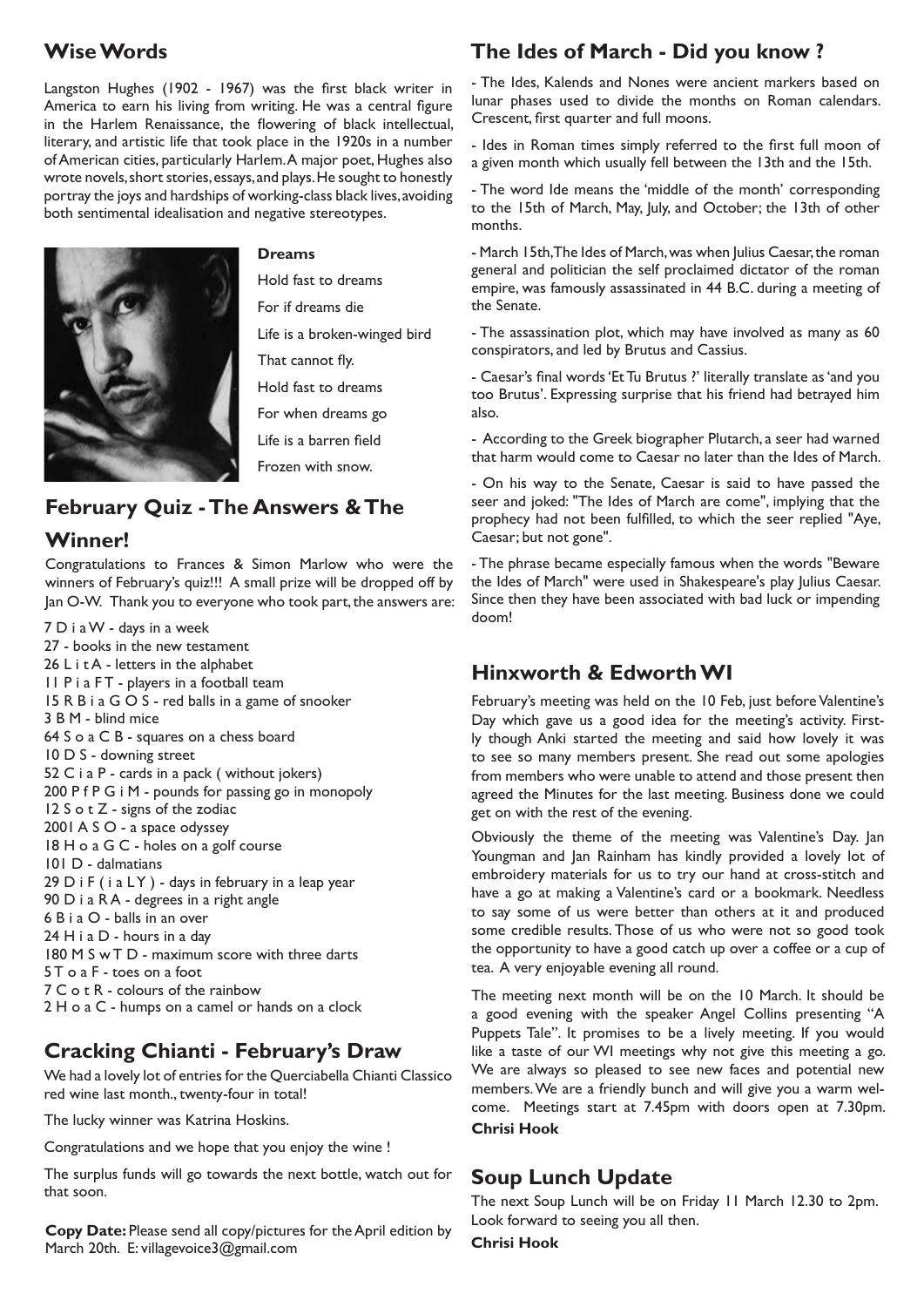## Wise Words

Langston Hughes (1902 - 1967) was the first black writer in America to earn his living from writing. He was a central figure in the Harlem Renaissance, the flowering of black intellectual, literary, and artistic life that took place in the 1920s in a number of American cities, particularly Harlem. A major poet, Hughes also wrote novels, short stories, essays, and plays. He sought to honestly portray the joys and hardships of working-class black lives, avoiding both sentimental idealisation and negative stereotypes.

**Dreams**

Hold fast to dreams
For if dreams die
Life is a broken-winged bird
That cannot fly.
Hold fast to dreams
For when dreams go
Life is a barren field
Frozen with snow.

## February Quiz - The Answers & The Winner!

Congratulations to Frances & Simon Marlow who were the winners of February's quiz!!! A small prize will be dropped off by Jan O-W. Thank you to everyone who took part, the answers are:

7 D i a W - days in a week
27 - books in the new testament
26 L i t A - letters in the alphabet
11 P i a F T - players in a football team
15 R B i a G O S - red balls in a game of snooker
3 B M - blind mice
64 S o a C B - squares on a chess board
10 D S - downing street
52 C i a P - cards in a pack ( without jokers)
200 P f P G i M - pounds for passing go in monopoly
12 S o t Z - signs of the zodiac
2001 A S O - a space odyssey
18 H o a G C - holes on a golf course
101 D - dalmatians
29 D i F ( i a L Y ) - days in february in a leap year
90 D i a R A - degrees in a right angle
6 B i a O - balls in an over
24 H i a D - hours in a day
180 M S w T D - maximum score with three darts
5 T o a F - toes on a foot
7 C o t R - colours of the rainbow
2 H o a C - humps on a camel or hands on a clock

## Cracking Chianti - February's Draw

We had a lovely lot of entries for the Querciabella Chianti Classico red wine last month., twenty-four in total!

The lucky winner was Katrina Hoskins.

Congratulations and we hope that you enjoy the wine !

The surplus funds will go towards the next bottle, watch out for that soon.

**Copy Date:** Please send all copy/pictures for the April edition by March 20th. E: villagevoice3@gmail.com

## The Ides of March - Did you know ?

- The Ides, Kalends and Nones were ancient markers based on lunar phases used to divide the months on Roman calendars. Crescent, first quarter and full moons.

- Ides in Roman times simply referred to the first full moon of a given month which usually fell between the 13th and the 15th.

- The word Ide means the 'middle of the month' corresponding to the 15th of March, May, July, and October; the 13th of other months.

- March 15th, The Ides of March, was when Julius Caesar, the roman general and politician the self proclaimed dictator of the roman empire, was famously assassinated in 44 B.C. during a meeting of the Senate.

- The assassination plot, which may have involved as many as 60 conspirators, and led by Brutus and Cassius.

- Caesar's final words 'Et Tu Brutus ?' literally translate as 'and you too Brutus'. Expressing surprise that his friend had betrayed him also.

- According to the Greek biographer Plutarch, a seer had warned that harm would come to Caesar no later than the Ides of March.

- On his way to the Senate, Caesar is said to have passed the seer and joked: "The Ides of March are come", implying that the prophecy had not been fulfilled, to which the seer replied "Aye, Caesar; but not gone".

- The phrase became especially famous when the words "Beware the Ides of March" were used in Shakespeare's play Julius Caesar. Since then they have been associated with bad luck or impending doom!

## Hinxworth & Edworth WI

February's meeting was held on the 10 Feb, just before Valentine's Day which gave us a good idea for the meeting's activity. Firstly though Anki started the meeting and said how lovely it was to see so many members present. She read out some apologies from members who were unable to attend and those present then agreed the Minutes for the last meeting. Business done we could get on with the rest of the evening.

Obviously the theme of the meeting was Valentine's Day. Jan Youngman and Jan Rainham has kindly provided a lovely lot of embroidery materials for us to try our hand at cross-stitch and have a go at making a Valentine's card or a bookmark. Needless to say some of us were better than others at it and produced some credible results. Those of us who were not so good took the opportunity to have a good catch up over a coffee or a cup of tea. A very enjoyable evening all round.

The meeting next month will be on the 10 March. It should be a good evening with the speaker Angel Collins presenting "A Puppets Tale". It promises to be a lively meeting. If you would like a taste of our WI meetings why not give this meeting a go. We are always so pleased to see new faces and potential new members. We are a friendly bunch and will give you a warm welcome. Meetings start at 7.45pm with doors open at 7.30pm.

**Chrisi Hook**

## Soup Lunch Update

The next Soup Lunch will be on Friday 11 March 12.30 to 2pm. Look forward to seeing you all then.

**Chrisi Hook**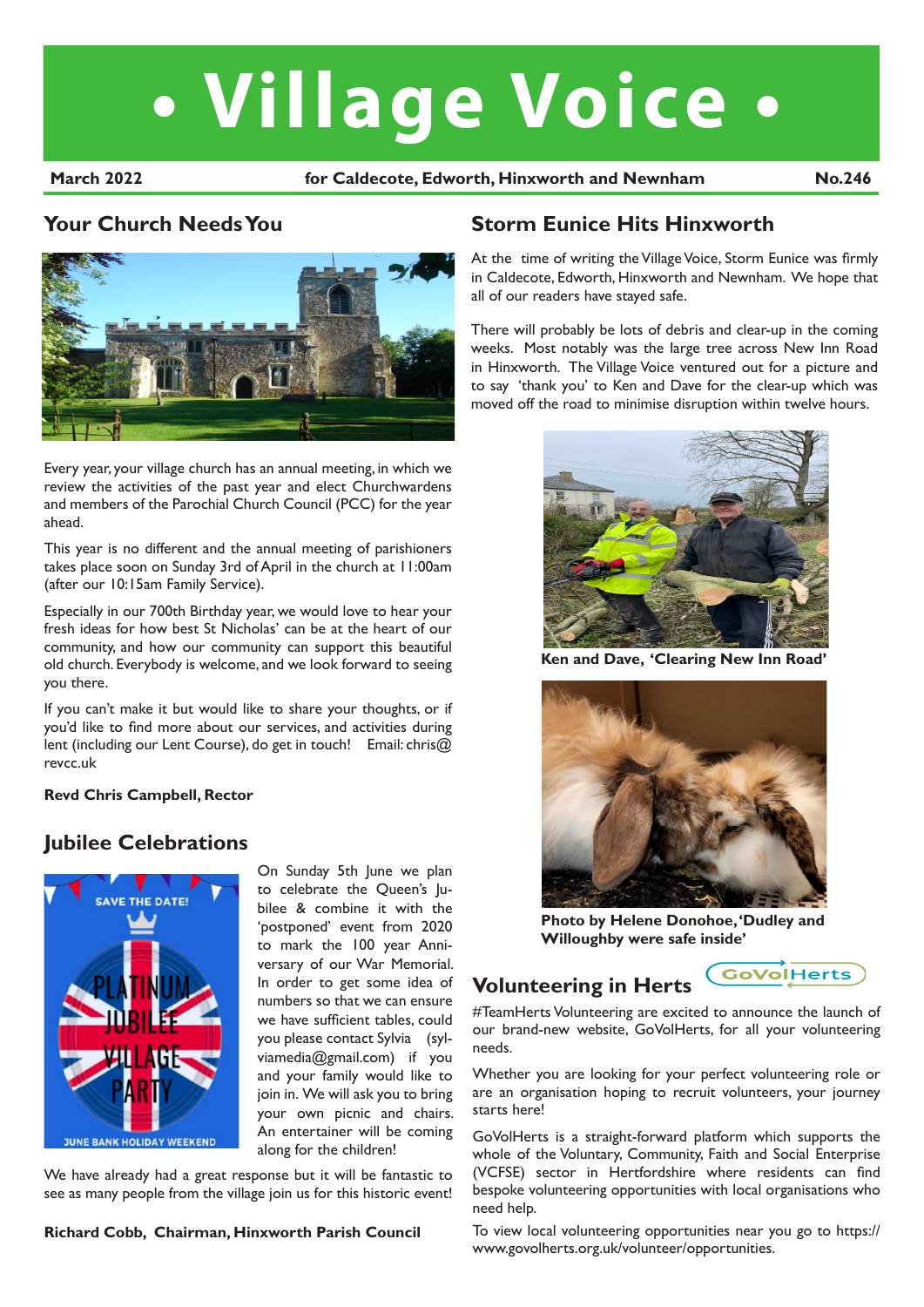# • Village Voice •

**March 2022** **for Caldecote, Edworth, Hinxworth and Newnham** **No.246**

## Your Church Needs You

Every year, your village church has an annual meeting, in which we review the activities of the past year and elect Churchwardens and members of the Parochial Church Council (PCC) for the year ahead.

This year is no different and the annual meeting of parishioners takes place soon on Sunday 3rd of April in the church at 11:00am (after our 10:15am Family Service).

Especially in our 700th Birthday year, we would love to hear your fresh ideas for how best St Nicholas' can be at the heart of our community, and how our community can support this beautiful old church. Everybody is welcome, and we look forward to seeing you there.

If you can't make it but would like to share your thoughts, or if you'd like to find more about our services, and activities during lent (including our Lent Course), do get in touch! Email: chris@revcc.uk

**Revd Chris Campbell, Rector**

## Jubilee Celebrations

SAVE THE DATE!

PLATINUM JUBILEE VILLAGE PARTY

JUNE BANK HOLIDAY WEEKEND

On Sunday 5th June we plan to celebrate the Queen's Jubilee & combine it with the 'postponed' event from 2020 to mark the 100 year Anniversary of our War Memorial. In order to get some idea of numbers so that we can ensure we have sufficient tables, could you please contact Sylvia (sylviamedia@gmail.com) if you and your family would like to join in. We will ask you to bring your own picnic and chairs. An entertainer will be coming along for the children!

We have already had a great response but it will be fantastic to see as many people from the village join us for this historic event!

**Richard Cobb, Chairman, Hinxworth Parish Council**

## Storm Eunice Hits Hinxworth

At the time of writing the Village Voice, Storm Eunice was firmly in Caldecote, Edworth, Hinxworth and Newnham. We hope that all of our readers have stayed safe.

There will probably be lots of debris and clear-up in the coming weeks. Most notably was the large tree across New Inn Road in Hinxworth. The Village Voice ventured out for a picture and to say 'thank you' to Ken and Dave for the clear-up which was moved off the road to minimise disruption within twelve hours.

**Ken and Dave, 'Clearing New Inn Road'**

**Photo by Helene Donohoe, 'Dudley and Willoughby were safe inside'**

## Volunteering in Herts

GoVolHerts

#TeamHerts Volunteering are excited to announce the launch of our brand-new website, GoVolHerts, for all your volunteering needs.

Whether you are looking for your perfect volunteering role or are an organisation hoping to recruit volunteers, your journey starts here!

GoVolHerts is a straight-forward platform which supports the whole of the Voluntary, Community, Faith and Social Enterprise (VCFSE) sector in Hertfordshire where residents can find bespoke volunteering opportunities with local organisations who need help.

To view local volunteering opportunities near you go to https://www.govolherts.org.uk/volunteer/opportunities.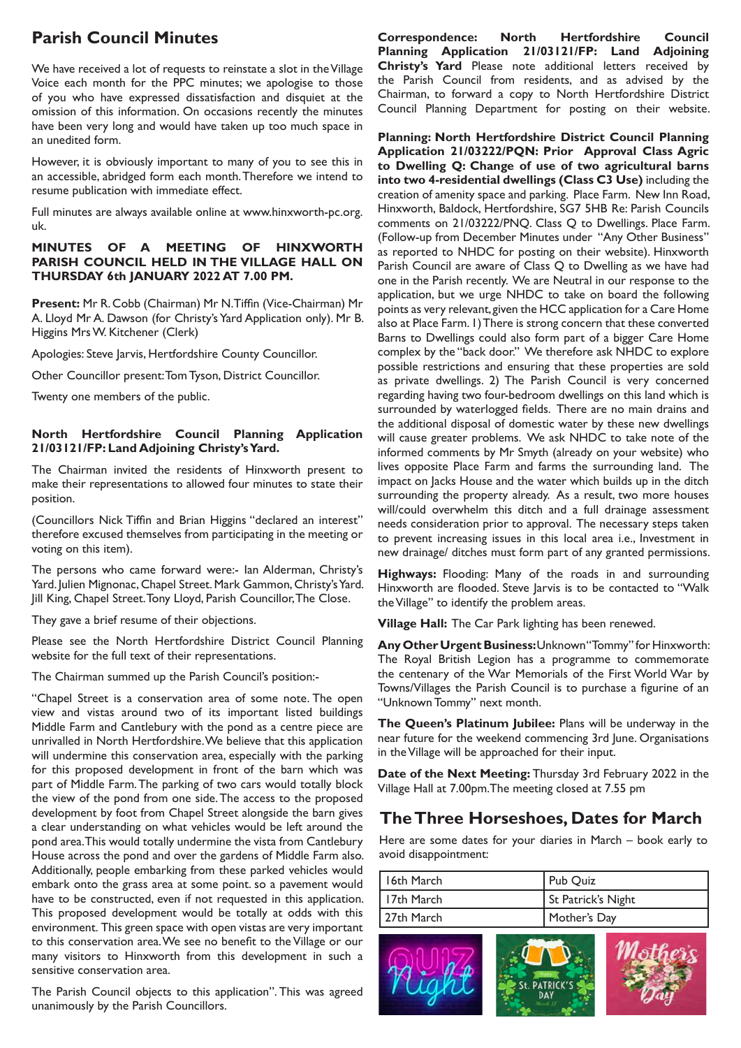## Parish Council Minutes

We have received a lot of requests to reinstate a slot in the Village Voice each month for the PPC minutes; we apologise to those of you who have expressed dissatisfaction and disquiet at the omission of this information. On occasions recently the minutes have been very long and would have taken up too much space in an unedited form.

However, it is obviously important to many of you to see this in an accessible, abridged form each month. Therefore we intend to resume publication with immediate effect.

Full minutes are always available online at www.hinxworth-pc.org.uk.

**MINUTES OF A MEETING OF HINXWORTH PARISH COUNCIL HELD IN THE VILLAGE HALL ON THURSDAY 6th JANUARY 2022 AT 7.00 PM.**

**Present:** Mr R. Cobb (Chairman) Mr N. Tiffin (Vice-Chairman) Mr A. Lloyd Mr A. Dawson (for Christy's Yard Application only). Mr B. Higgins Mrs W. Kitchener (Clerk)

Apologies: Steve Jarvis, Hertfordshire County Councillor.

Other Councillor present: Tom Tyson, District Councillor.

Twenty one members of the public.

**North Hertfordshire Council Planning Application 21/03121/FP: Land Adjoining Christy's Yard.**

The Chairman invited the residents of Hinxworth present to make their representations to allowed four minutes to state their position.

(Councillors Nick Tiffin and Brian Higgins "declared an interest" therefore excused themselves from participating in the meeting or voting on this item).

The persons who came forward were:- Ian Alderman, Christy's Yard. Julien Mignonac, Chapel Street. Mark Gammon, Christy's Yard. Jill King, Chapel Street. Tony Lloyd, Parish Councillor, The Close.

They gave a brief resume of their objections.

Please see the North Hertfordshire District Council Planning website for the full text of their representations.

The Chairman summed up the Parish Council's position:-

"Chapel Street is a conservation area of some note. The open view and vistas around two of its important listed buildings Middle Farm and Cantlebury with the pond as a centre piece are unrivalled in North Hertfordshire. We believe that this application will undermine this conservation area, especially with the parking for this proposed development in front of the barn which was part of Middle Farm. The parking of two cars would totally block the view of the pond from one side. The access to the proposed development by foot from Chapel Street alongside the barn gives a clear understanding on what vehicles would be left around the pond area. This would totally undermine the vista from Cantlebury House across the pond and over the gardens of Middle Farm also. Additionally, people embarking from these parked vehicles would embark onto the grass area at some point. so a pavement would have to be constructed, even if not requested in this application. This proposed development would be totally at odds with this environment. This green space with open vistas are very important to this conservation area. We see no benefit to the Village or our many visitors to Hinxworth from this development in such a sensitive conservation area.

The Parish Council objects to this application". This was agreed unanimously by the Parish Councillors.

**Correspondence: North Hertfordshire Council Planning Application 21/03121/FP: Land Adjoining Christy's Yard** Please note additional letters received by the Parish Council from residents, and as advised by the Chairman, to forward a copy to North Hertfordshire District Council Planning Department for posting on their website.

**Planning: North Hertfordshire District Council Planning Application 21/03222/PQN: Prior Approval Class Agric to Dwelling Q: Change of use of two agricultural barns into two 4-residential dwellings (Class C3 Use)** including the creation of amenity space and parking. Place Farm. New Inn Road, Hinxworth, Baldock, Hertfordshire, SG7 5HB Re: Parish Councils comments on 21/03222/PNQ. Class Q to Dwellings. Place Farm. (Follow-up from December Minutes under "Any Other Business" as reported to NHDC for posting on their website). Hinxworth Parish Council are aware of Class Q to Dwelling as we have had one in the Parish recently. We are Neutral in our response to the application, but we urge NHDC to take on board the following points as very relevant, given the HCC application for a Care Home also at Place Farm. 1) There is strong concern that these converted Barns to Dwellings could also form part of a bigger Care Home complex by the "back door." We therefore ask NHDC to explore possible restrictions and ensuring that these properties are sold as private dwellings. 2) The Parish Council is very concerned regarding having two four-bedroom dwellings on this land which is surrounded by waterlogged fields. There are no main drains and the additional disposal of domestic water by these new dwellings will cause greater problems. We ask NHDC to take note of the informed comments by Mr Smyth (already on your website) who lives opposite Place Farm and farms the surrounding land. The impact on Jacks House and the water which builds up in the ditch surrounding the property already. As a result, two more houses will/could overwhelm this ditch and a full drainage assessment needs consideration prior to approval. The necessary steps taken to prevent increasing issues in this local area i.e., Investment in new drainage/ ditches must form part of any granted permissions.

**Highways:** Flooding: Many of the roads in and surrounding Hinxworth are flooded. Steve Jarvis is to be contacted to "Walk the Village" to identify the problem areas.

**Village Hall:** The Car Park lighting has been renewed.

**Any Other Urgent Business:** Unknown "Tommy" for Hinxworth: The Royal British Legion has a programme to commemorate the centenary of the War Memorials of the First World War by Towns/Villages the Parish Council is to purchase a figurine of an "Unknown Tommy" next month.

**The Queen's Platinum Jubilee:** Plans will be underway in the near future for the weekend commencing 3rd June. Organisations in the Village will be approached for their input.

**Date of the Next Meeting:** Thursday 3rd February 2022 in the Village Hall at 7.00pm. The meeting closed at 7.55 pm

## The Three Horseshoes, Dates for March

Here are some dates for your diaries in March – book early to avoid disappointment:

| | |
|---|---|
| 16th March | Pub Quiz |
| 17th March | St Patrick's Night |
| 27th March | Mother's Day |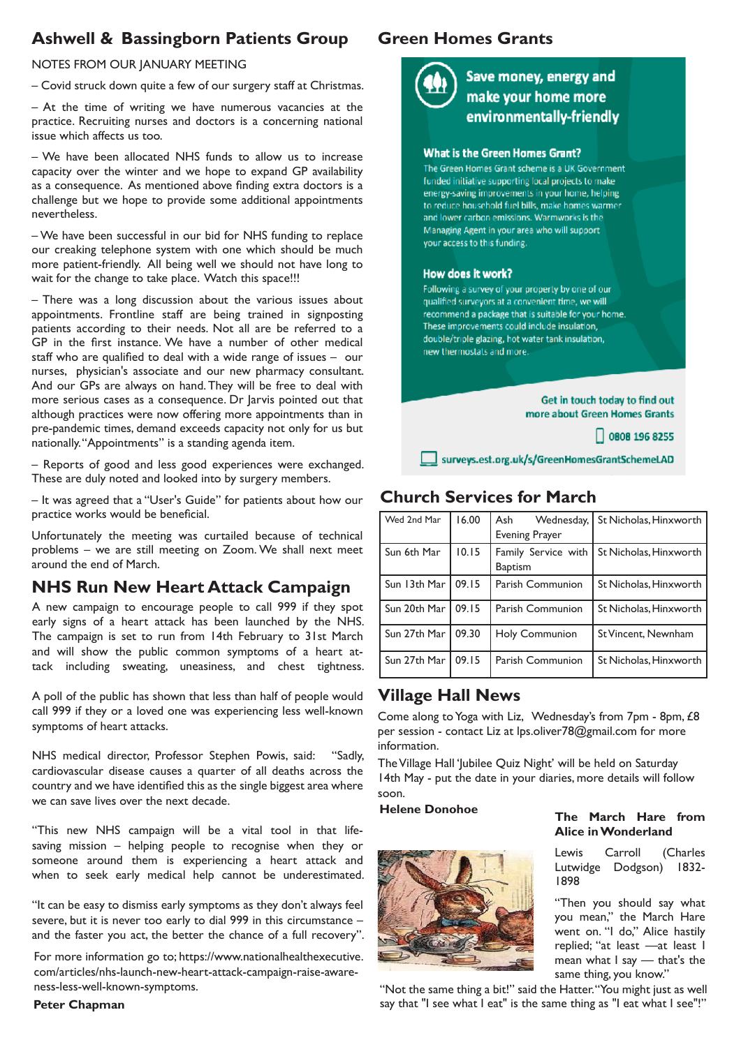## Ashwell & Bassingborn Patients Group

NOTES FROM OUR JANUARY MEETING

– Covid struck down quite a few of our surgery staff at Christmas.

– At the time of writing we have numerous vacancies at the practice. Recruiting nurses and doctors is a concerning national issue which affects us too.

– We have been allocated NHS funds to allow us to increase capacity over the winter and we hope to expand GP availability as a consequence. As mentioned above finding extra doctors is a challenge but we hope to provide some additional appointments nevertheless.

– We have been successful in our bid for NHS funding to replace our creaking telephone system with one which should be much more patient-friendly. All being well we should not have long to wait for the change to take place. Watch this space!!!

– There was a long discussion about the various issues about appointments. Frontline staff are being trained in signposting patients according to their needs. Not all are be referred to a GP in the first instance. We have a number of other medical staff who are qualified to deal with a wide range of issues – our nurses, physician's associate and our new pharmacy consultant. And our GPs are always on hand. They will be free to deal with more serious cases as a consequence. Dr Jarvis pointed out that although practices were now offering more appointments than in pre-pandemic times, demand exceeds capacity not only for us but nationally. "Appointments" is a standing agenda item.

– Reports of good and less good experiences were exchanged. These are duly noted and looked into by surgery members.

– It was agreed that a "User's Guide" for patients about how our practice works would be beneficial.

Unfortunately the meeting was curtailed because of technical problems – we are still meeting on Zoom. We shall next meet around the end of March.

## NHS Run New Heart Attack Campaign

A new campaign to encourage people to call 999 if they spot early signs of a heart attack has been launched by the NHS. The campaign is set to run from 14th February to 31st March and will show the public common symptoms of a heart attack including sweating, uneasiness, and chest tightness.

A poll of the public has shown that less than half of people would call 999 if they or a loved one was experiencing less well-known symptoms of heart attacks.

NHS medical director, Professor Stephen Powis, said: "Sadly, cardiovascular disease causes a quarter of all deaths across the country and we have identified this as the single biggest area where we can save lives over the next decade.

"This new NHS campaign will be a vital tool in that life-saving mission – helping people to recognise when they or someone around them is experiencing a heart attack and when to seek early medical help cannot be underestimated.

"It can be easy to dismiss early symptoms as they don't always feel severe, but it is never too early to dial 999 in this circumstance – and the faster you act, the better the chance of a full recovery".

For more information go to; https://www.nationalhealthexecutive.com/articles/nhs-launch-new-heart-attack-campaign-raise-awareness-less-well-known-symptoms.

**Peter Chapman**

## Green Homes Grants

**Save money, energy and make your home more environmentally-friendly**

**What is the Green Homes Grant?**

The Green Homes Grant scheme is a UK Government funded initiative supporting local projects to make energy-saving improvements in your home, helping to reduce household fuel bills, make homes warmer and lower carbon emissions. Warmworks is the Managing Agent in your area who will support your access to this funding.

**How does it work?**

Following a survey of your property by one of our qualified surveyors at a convenient time, we will recommend a package that is suitable for your home. These improvements could include insulation, double/triple glazing, hot water tank insulation, new thermostats and more.

**Get in touch today to find out more about Green Homes Grants**

**0808 196 8255**

**surveys.est.org.uk/s/GreenHomesGrantSchemeLAD**

## Church Services for March

| | | | |
|---|---|---|---|
| Wed 2nd Mar | 16.00 | Ash Wednesday, Evening Prayer | St Nicholas, Hinxworth |
| Sun 6th Mar | 10.15 | Family Service with Baptism | St Nicholas, Hinxworth |
| Sun 13th Mar | 09.15 | Parish Communion | St Nicholas, Hinxworth |
| Sun 20th Mar | 09.15 | Parish Communion | St Nicholas, Hinxworth |
| Sun 27th Mar | 09.30 | Holy Communion | St Vincent, Newnham |
| Sun 27th Mar | 09.15 | Parish Communion | St Nicholas, Hinxworth |

## Village Hall News

Come along to Yoga with Liz, Wednesday's from 7pm - 8pm, £8 per session - contact Liz at lps.oliver78@gmail.com for more information.

The Village Hall 'Jubilee Quiz Night' will be held on Saturday 14th May - put the date in your diaries, more details will follow soon.

**Helene Donohoe**

### The March Hare from Alice in Wonderland

Lewis Carroll (Charles Lutwidge Dodgson) 1832-1898

"Then you should say what you mean," the March Hare went on. "I do," Alice hastily replied; "at least —at least I mean what I say — that's the same thing, you know."

"Not the same thing a bit!" said the Hatter. "You might just as well say that "I see what I eat" is the same thing as "I eat what I see"!"